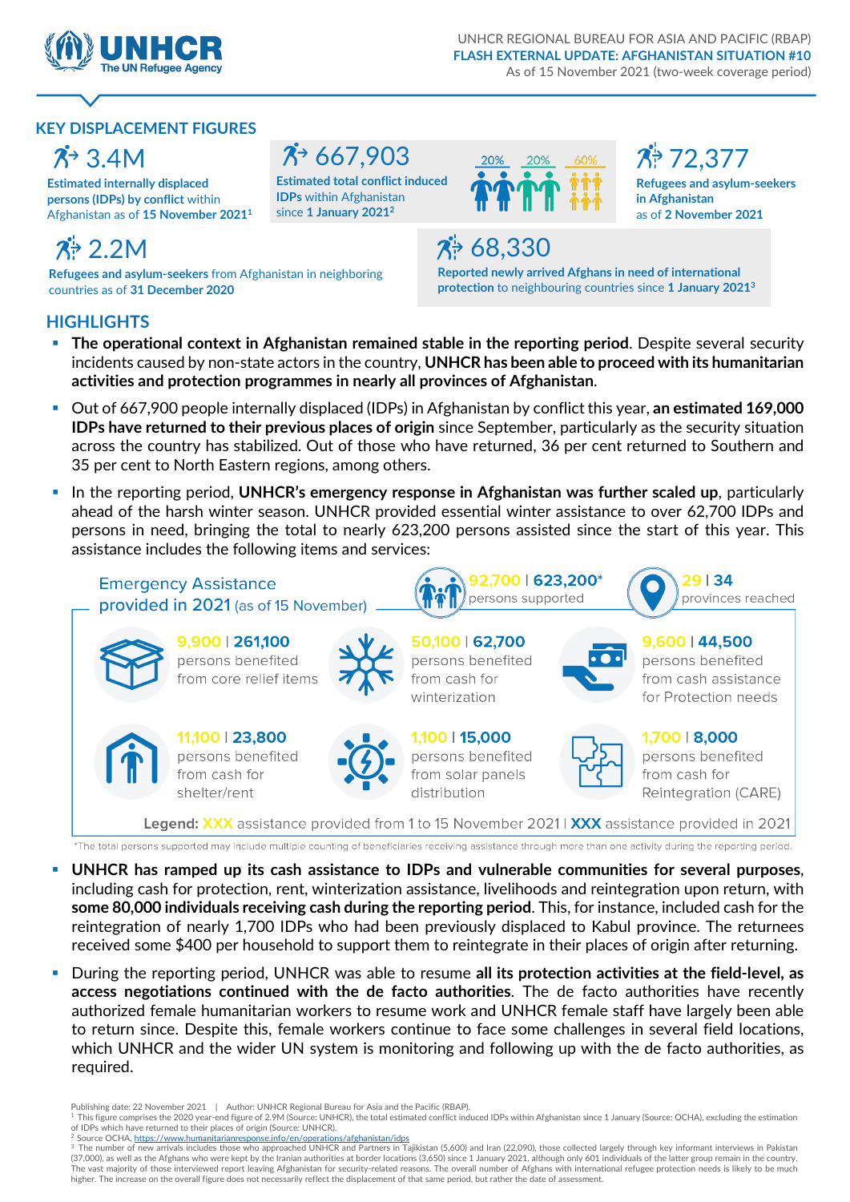UNHCR REGIONAL BUREAU FOR ASIA AND PACIFIC (RBAP)
**FLASH EXTERNAL UPDATE: AFGHANISTAN SITUATION #10**
As of 15 November 2021 (two-week coverage period)

## KEY DISPLACEMENT FIGURES

**3.4M**
**Estimated internally displaced persons (IDPs) by conflict** within Afghanistan as of **15 November 2021**[1]

**667,903**
**Estimated total conflict induced IDPs** within Afghanistan since **1 January 2021**[2]

20% | 20% | 60%

**72,377**
**Refugees and asylum-seekers in Afghanistan** as of **2 November 2021**

**2.2M**
**Refugees and asylum-seekers** from Afghanistan in neighboring countries as of **31 December 2020**

**68,330**
**Reported newly arrived Afghans in need of international protection** to neighbouring countries since **1 January 2021**[3]

## HIGHLIGHTS

- **The operational context in Afghanistan remained stable in the reporting period**. Despite several security incidents caused by non-state actors in the country, **UNHCR has been able to proceed with its humanitarian activities and protection programmes in nearly all provinces of Afghanistan**.
- Out of 667,900 people internally displaced (IDPs) in Afghanistan by conflict this year, **an estimated 169,000 IDPs have returned to their previous places of origin** since September, particularly as the security situation across the country has stabilized. Out of those who have returned, 36 per cent returned to Southern and 35 per cent to North Eastern regions, among others.
- In the reporting period, **UNHCR's emergency response in Afghanistan was further scaled up**, particularly ahead of the harsh winter season. UNHCR provided essential winter assistance to over 62,700 IDPs and persons in need, bringing the total to nearly 623,200 persons assisted since the start of this year. This assistance includes the following items and services:

### Emergency Assistance provided in 2021 (as of 15 November)

- **92,700 | 623,200*** persons supported
- **29 | 34** provinces reached
- **9,900 | 261,100** persons benefited from core relief items
- **50,100 | 62,700** persons benefited from cash for winterization
- **9,600 | 44,500** persons benefited from cash assistance for Protection needs
- **11,100 | 23,800** persons benefited from cash for shelter/rent
- **1,100 | 15,000** persons benefited from solar panels distribution
- **1,700 | 8,000** persons benefited from cash for Reintegration (CARE)

**Legend: XXX** assistance provided from 1 to 15 November 2021 | **XXX** assistance provided in 2021

*The total persons supported may include multiple counting of beneficiaries receiving assistance through more than one activity during the reporting period.

- **UNHCR has ramped up its cash assistance to IDPs and vulnerable communities for several purposes**, including cash for protection, rent, winterization assistance, livelihoods and reintegration upon return, with **some 80,000 individuals receiving cash during the reporting period**. This, for instance, included cash for the reintegration of nearly 1,700 IDPs who had been previously displaced to Kabul province. The returnees received some $400 per household to support them to reintegrate in their places of origin after returning.
- During the reporting period, UNHCR was able to resume **all its protection activities at the field-level, as access negotiations continued with the de facto authorities**. The de facto authorities have recently authorized female humanitarian workers to resume work and UNHCR female staff have largely been able to return since. Despite this, female workers continue to face some challenges in several field locations, which UNHCR and the wider UN system is monitoring and following up with the de facto authorities, as required.

Publishing date: 22 November 2021 | Author: UNHCR Regional Bureau for Asia and the Pacific (RBAP).

[1] This figure comprises the 2020 year-end figure of 2.9M (Source: UNHCR), the total estimated conflict induced IDPs within Afghanistan since 1 January (Source: OCHA), excluding the estimation of IDPs which have returned to their places of origin (Source: UNHCR).

[2] Source OCHA, https://www.humanitarianresponse.info/en/operations/afghanistan/idps

[3] The number of new arrivals includes those who approached UNHCR and Partners in Tajikistan (5,600) and Iran (22,090), those collected largely through key informant interviews in Pakistan (37,000), as well as the Afghans who were kept by the Iranian authorities at border locations (3,650) since 1 January 2021, although only 601 individuals of the latter group remain in the country. The vast majority of those interviewed report leaving Afghanistan for security-related reasons. The overall number of Afghans with international refugee protection needs is likely to be much higher. The increase on the overall figure does not necessarily reflect the displacement of that same period, but rather the date of assessment.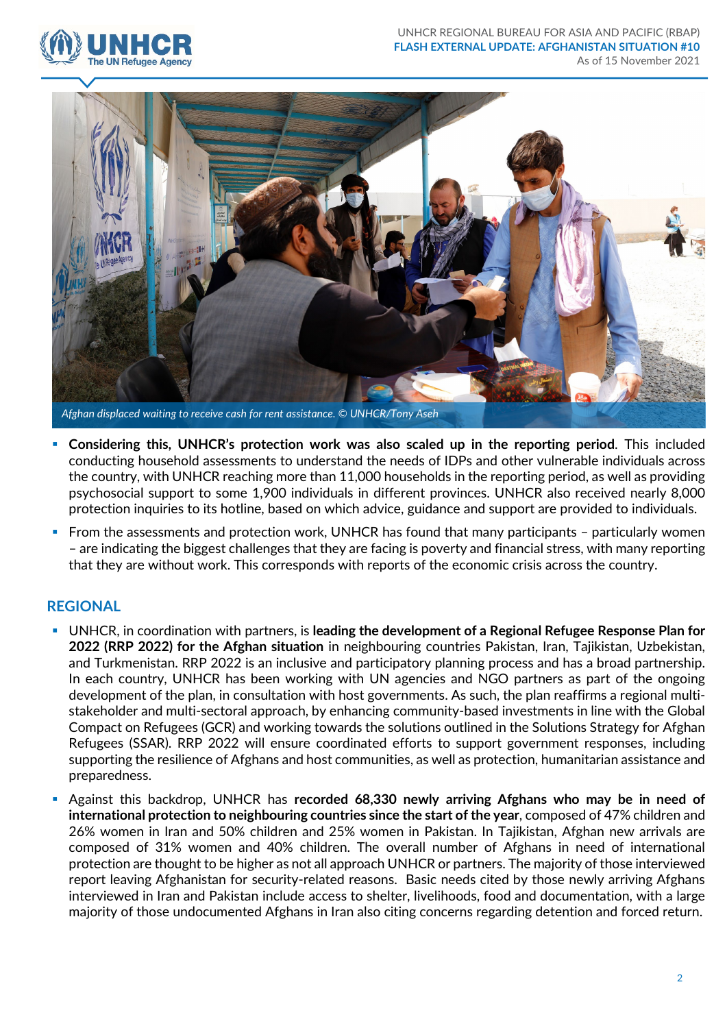*Afghan displaced waiting to receive cash for rent assistance. © UNHCR/Tony Aseh*

- **Considering this, UNHCR's protection work was also scaled up in the reporting period**. This included conducting household assessments to understand the needs of IDPs and other vulnerable individuals across the country, with UNHCR reaching more than 11,000 households in the reporting period, as well as providing psychosocial support to some 1,900 individuals in different provinces. UNHCR also received nearly 8,000 protection inquiries to its hotline, based on which advice, guidance and support are provided to individuals.
- From the assessments and protection work, UNHCR has found that many participants – particularly women – are indicating the biggest challenges that they are facing is poverty and financial stress, with many reporting that they are without work. This corresponds with reports of the economic crisis across the country.

## REGIONAL

- UNHCR, in coordination with partners, is **leading the development of a Regional Refugee Response Plan for 2022 (RRP 2022) for the Afghan situation** in neighbouring countries Pakistan, Iran, Tajikistan, Uzbekistan, and Turkmenistan. RRP 2022 is an inclusive and participatory planning process and has a broad partnership. In each country, UNHCR has been working with UN agencies and NGO partners as part of the ongoing development of the plan, in consultation with host governments. As such, the plan reaffirms a regional multi-stakeholder and multi-sectoral approach, by enhancing community-based investments in line with the Global Compact on Refugees (GCR) and working towards the solutions outlined in the Solutions Strategy for Afghan Refugees (SSAR). RRP 2022 will ensure coordinated efforts to support government responses, including supporting the resilience of Afghans and host communities, as well as protection, humanitarian assistance and preparedness.
- Against this backdrop, UNHCR has **recorded 68,330 newly arriving Afghans who may be in need of international protection to neighbouring countries since the start of the year**, composed of 47% children and 26% women in Iran and 50% children and 25% women in Pakistan. In Tajikistan, Afghan new arrivals are composed of 31% women and 40% children. The overall number of Afghans in need of international protection are thought to be higher as not all approach UNHCR or partners. The majority of those interviewed report leaving Afghanistan for security-related reasons. Basic needs cited by those newly arriving Afghans interviewed in Iran and Pakistan include access to shelter, livelihoods, food and documentation, with a large majority of those undocumented Afghans in Iran also citing concerns regarding detention and forced return.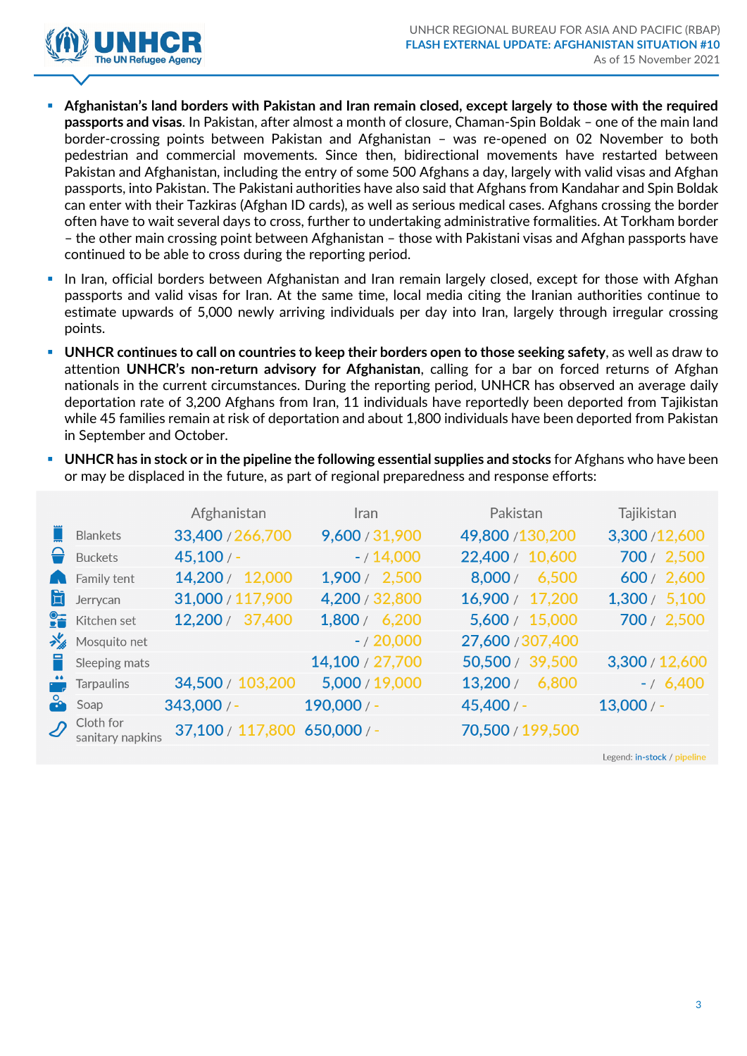- **Afghanistan's land borders with Pakistan and Iran remain closed, except largely to those with the required passports and visas**. In Pakistan, after almost a month of closure, Chaman-Spin Boldak – one of the main land border-crossing points between Pakistan and Afghanistan – was re-opened on 02 November to both pedestrian and commercial movements. Since then, bidirectional movements have restarted between Pakistan and Afghanistan, including the entry of some 500 Afghans a day, largely with valid visas and Afghan passports, into Pakistan. The Pakistani authorities have also said that Afghans from Kandahar and Spin Boldak can enter with their Tazkiras (Afghan ID cards), as well as serious medical cases. Afghans crossing the border often have to wait several days to cross, further to undertaking administrative formalities. At Torkham border – the other main crossing point between Afghanistan – those with Pakistani visas and Afghan passports have continued to be able to cross during the reporting period.
- In Iran, official borders between Afghanistan and Iran remain largely closed, except for those with Afghan passports and valid visas for Iran. At the same time, local media citing the Iranian authorities continue to estimate upwards of 5,000 newly arriving individuals per day into Iran, largely through irregular crossing points.
- **UNHCR continues to call on countries to keep their borders open to those seeking safety**, as well as draw to attention **UNHCR's non-return advisory for Afghanistan**, calling for a bar on forced returns of Afghan nationals in the current circumstances. During the reporting period, UNHCR has observed an average daily deportation rate of 3,200 Afghans from Iran, 11 individuals have reportedly been deported from Tajikistan while 45 families remain at risk of deportation and about 1,800 individuals have been deported from Pakistan in September and October.
- **UNHCR has in stock or in the pipeline the following essential supplies and stocks** for Afghans who have been or may be displaced in the future, as part of regional preparedness and response efforts:

| | Afghanistan | Iran | Pakistan | Tajikistan |
|---|---|---|---|---|
| Blankets | 33,400 / 266,700 | 9,600 / 31,900 | 49,800 / 130,200 | 3,300 / 12,600 |
| Buckets | 45,100 / - | - / 14,000 | 22,400 / 10,600 | 700 / 2,500 |
| Family tent | 14,200 / 12,000 | 1,900 / 2,500 | 8,000 / 6,500 | 600 / 2,600 |
| Jerrycan | 31,000 / 117,900 | 4,200 / 32,800 | 16,900 / 17,200 | 1,300 / 5,100 |
| Kitchen set | 12,200 / 37,400 | 1,800 / 6,200 | 5,600 / 15,000 | 700 / 2,500 |
| Mosquito net | | - / 20,000 | 27,600 / 307,400 | |
| Sleeping mats | | 14,100 / 27,700 | 50,500 / 39,500 | 3,300 / 12,600 |
| Tarpaulins | 34,500 / 103,200 | 5,000 / 19,000 | 13,200 / 6,800 | - / 6,400 |
| Soap | 343,000 / - | 190,000 / - | 45,400 / - | 13,000 / - |
| Cloth for sanitary napkins | 37,100 / 117,800 | 650,000 / - | 70,500 / 199,500 | |

Legend: in-stock / pipeline